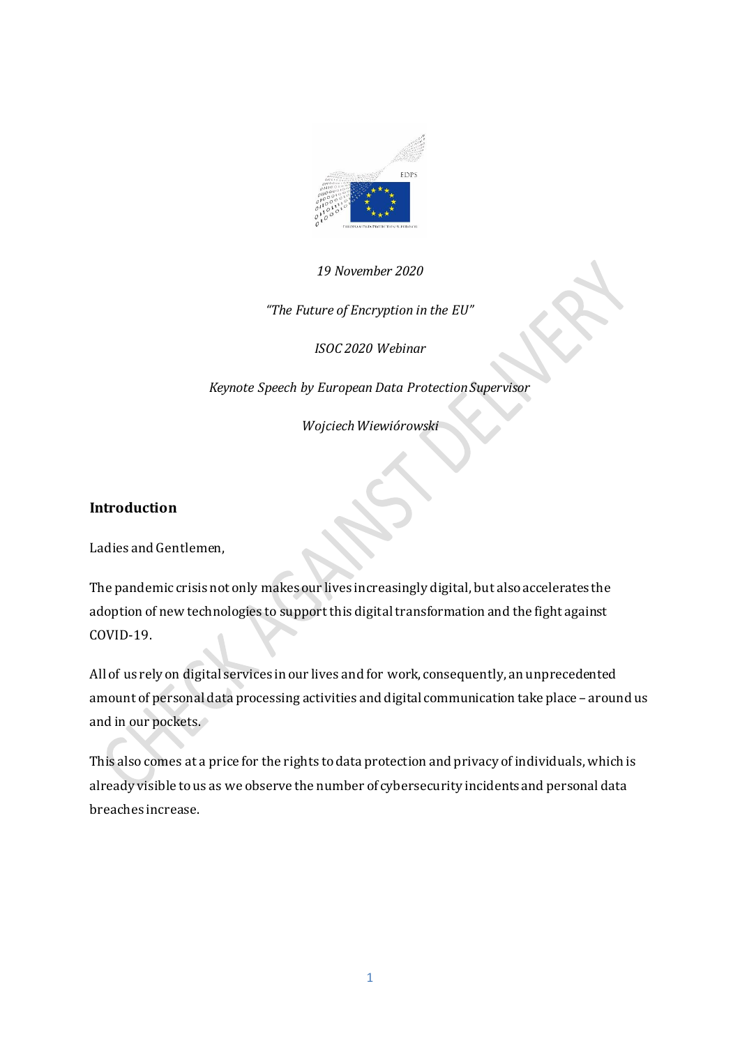*19 November 2020*

*"The Future of Encryption in the EU"*

*ISOC 2020 Webinar*

*Keynote Speech by European Data Protection Supervisor*

*Wojciech Wiewiórowski*

## Introduction

Ladies and Gentlemen,

The pandemic crisis not only makes our lives increasingly digital, but also accelerates the adoption of new technologies to support this digital transformation and the fight against COVID-19.

All of us rely on digital services in our lives and for work, consequently, an unprecedented amount of personal data processing activities and digital communication take place – around us and in our pockets.

This also comes at a price for the rights to data protection and privacy of individuals, which is already visible to us as we observe the number of cybersecurity incidents and personal data breaches increase.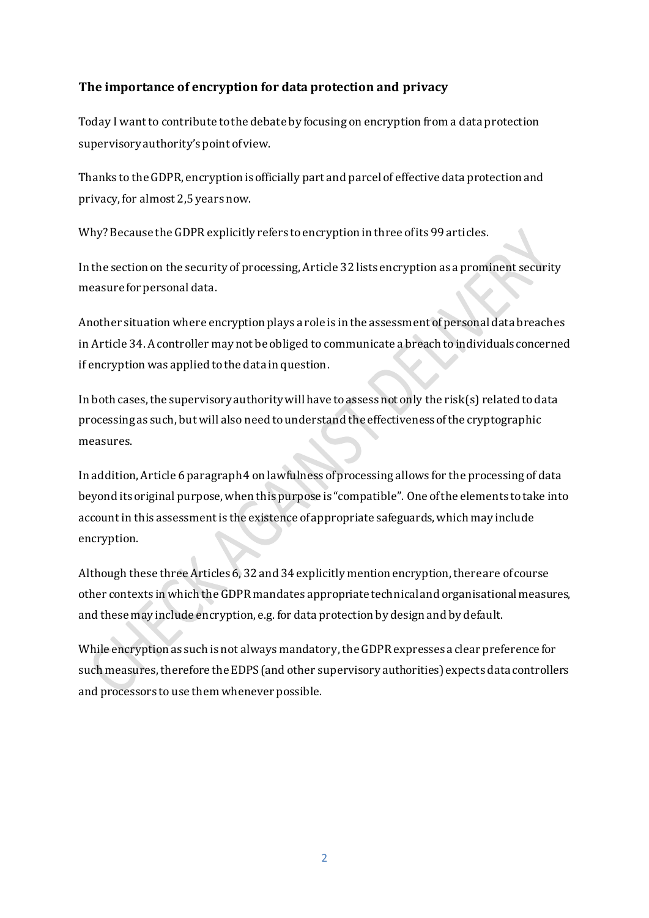### The importance of encryption for data protection and privacy

Today I want to contribute to the debate by focusing on encryption from a data protection supervisory authority's point of view.

Thanks to the GDPR, encryption is officially part and parcel of effective data protection and privacy, for almost 2,5 years now.

Why? Because the GDPR explicitly refers to encryption in three of its 99 articles.

In the section on the security of processing, Article 32 lists encryption as a prominent security measure for personal data.

Another situation where encryption plays a role is in the assessment of personal data breaches in Article 34. A controller may not be obliged to communicate a breach to individuals concerned if encryption was applied to the data in question.

In both cases, the supervisory authority will have to assess not only the risk(s) related to data processing as such, but will also need to understand the effectiveness of the cryptographic measures.

In addition, Article 6 paragraph 4 on lawfulness of processing allows for the processing of data beyond its original purpose, when this purpose is "compatible". One of the elements to take into account in this assessment is the existence of appropriate safeguards, which may include encryption.

Although these three Articles 6, 32 and 34 explicitly mention encryption, there are of course other contexts in which the GDPR mandates appropriate technical and organisational measures, and these may include encryption, e.g. for data protection by design and by default.

While encryption as such is not always mandatory, the GDPR expresses a clear preference for such measures, therefore the EDPS (and other supervisory authorities) expects data controllers and processors to use them whenever possible.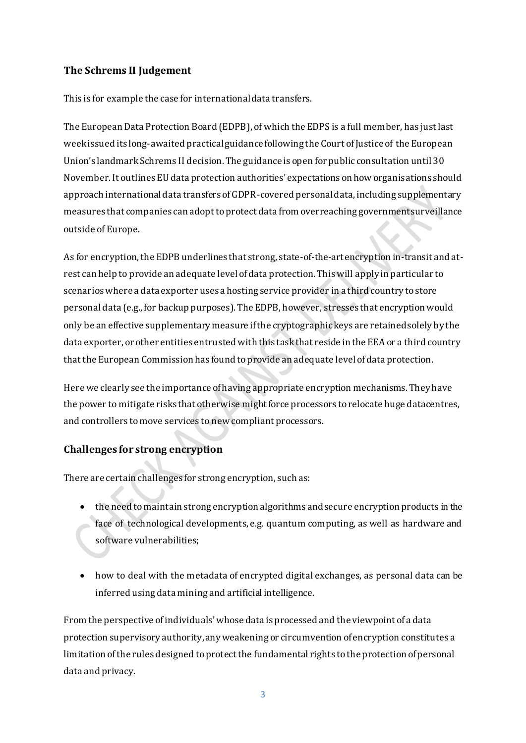## The Schrems II Judgement

This is for example the case for international data transfers.

The European Data Protection Board (EDPB), of which the EDPS is a full member, has just last week issued its long-awaited practical guidance following the Court of Justice of the European Union's landmark Schrems II decision. The guidance is open for public consultation until 30 November. It outlines EU data protection authorities' expectations on how organisations should approach international data transfers of GDPR-covered personal data, including supplementary measures that companies can adopt to protect data from overreaching government surveillance outside of Europe.

As for encryption, the EDPB underlines that strong, state-of-the-art encryption in-transit and at-rest can help to provide an adequate level of data protection. This will apply in particular to scenarios where a data exporter uses a hosting service provider in a third country to store personal data (e.g., for backup purposes). The EDPB, however, stresses that encryption would only be an effective supplementary measure if the cryptographic keys are retained solely by the data exporter, or other entities entrusted with this task that reside in the EEA or a third country that the European Commission has found to provide an adequate level of data protection.

Here we clearly see the importance of having appropriate encryption mechanisms. They have the power to mitigate risks that otherwise might force processors to relocate huge datacentres, and controllers to move services to new compliant processors.

## Challenges for strong encryption

There are certain challenges for strong encryption, such as:

- the need to maintain strong encryption algorithms and secure encryption products in the face of technological developments, e.g. quantum computing, as well as hardware and software vulnerabilities;

- how to deal with the metadata of encrypted digital exchanges, as personal data can be inferred using data mining and artificial intelligence.

From the perspective of individuals' whose data is processed and the viewpoint of a data protection supervisory authority, any weakening or circumvention of encryption constitutes a limitation of the rules designed to protect the fundamental rights to the protection of personal data and privacy.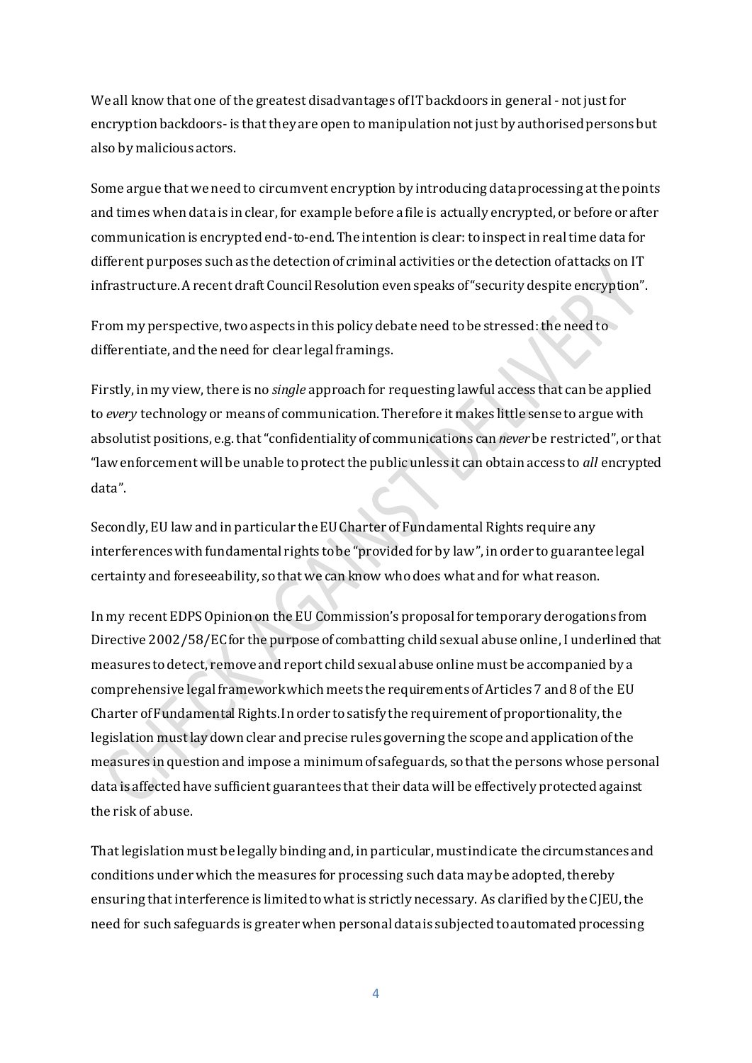We all know that one of the greatest disadvantages of IT backdoors in general - not just for encryption backdoors- is that they are open to manipulation not just by authorised persons but also by malicious actors.

Some argue that we need to circumvent encryption by introducing data processing at the points and times when data is in clear, for example before a file is actually encrypted, or before or after communication is encrypted end-to-end. The intention is clear: to inspect in real time data for different purposes such as the detection of criminal activities or the detection of attacks on IT infrastructure. A recent draft Council Resolution even speaks of "security despite encryption".

From my perspective, two aspects in this policy debate need to be stressed: the need to differentiate, and the need for clear legal framings.

Firstly, in my view, there is no *single* approach for requesting lawful access that can be applied to *every* technology or means of communication. Therefore it makes little sense to argue with absolutist positions, e.g. that "confidentiality of communications can *never* be restricted", or that "law enforcement will be unable to protect the public unless it can obtain access to *all* encrypted data".

Secondly, EU law and in particular the EU Charter of Fundamental Rights require any interferences with fundamental rights to be "provided for by law", in order to guarantee legal certainty and foreseeability, so that we can know who does what and for what reason.

In my recent EDPS Opinion on the EU Commission's proposal for temporary derogations from Directive 2002/58/EC for the purpose of combatting child sexual abuse online, I underlined that measures to detect, remove and report child sexual abuse online must be accompanied by a comprehensive legal framework which meets the requirements of Articles 7 and 8 of the EU Charter of Fundamental Rights. In order to satisfy the requirement of proportionality, the legislation must lay down clear and precise rules governing the scope and application of the measures in question and impose a minimum of safeguards, so that the persons whose personal data is affected have sufficient guarantees that their data will be effectively protected against the risk of abuse.

That legislation must be legally binding and, in particular, must indicate the circumstances and conditions under which the measures for processing such data may be adopted, thereby ensuring that interference is limited to what is strictly necessary. As clarified by the CJEU, the need for such safeguards is greater when personal data is subjected to automated processing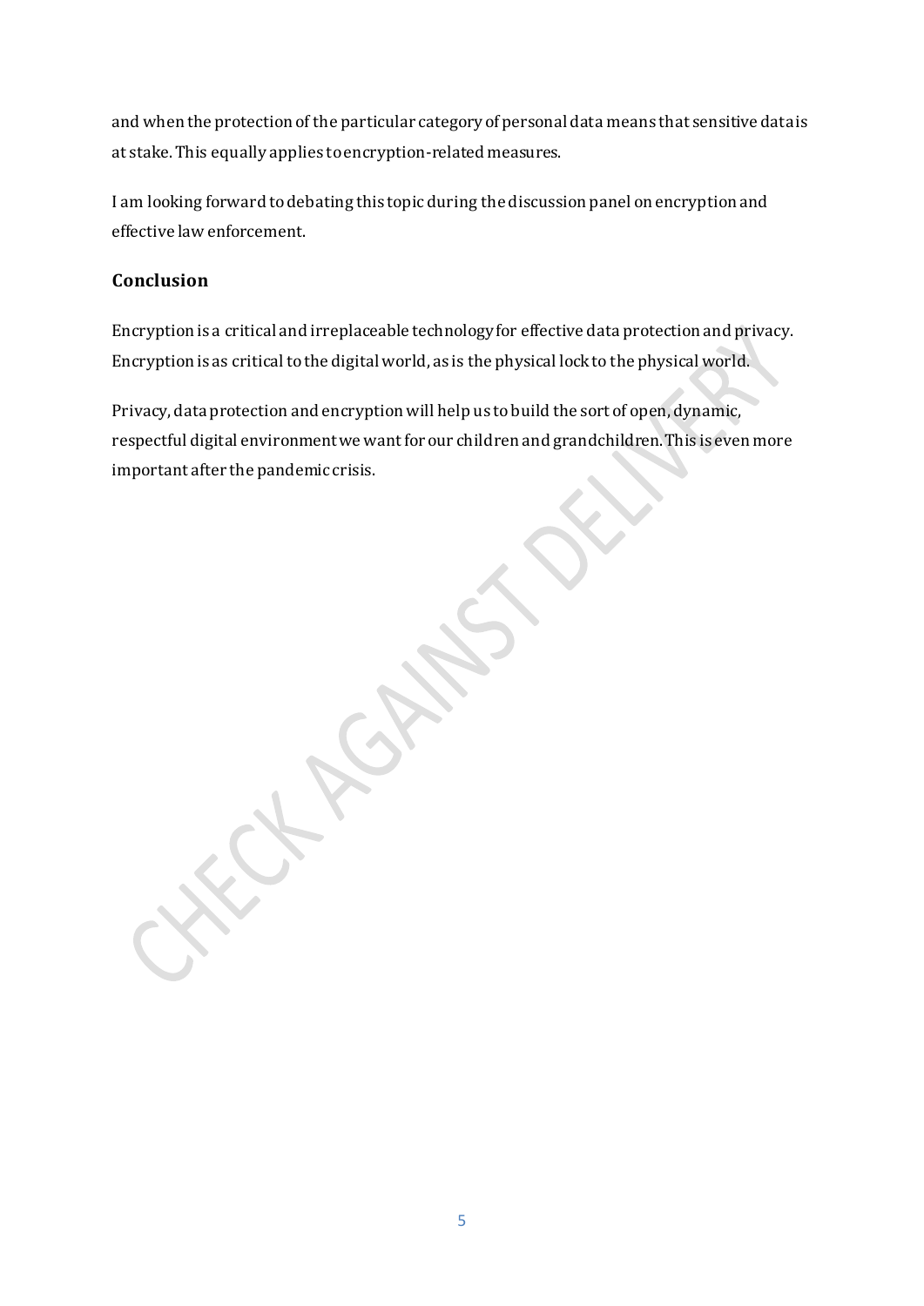and when the protection of the particular category of personal data means that sensitive data is at stake. This equally applies to encryption-related measures.

I am looking forward to debating this topic during the discussion panel on encryption and effective law enforcement.

## Conclusion

Encryption is a critical and irreplaceable technology for effective data protection and privacy. Encryption is as critical to the digital world, as is the physical lock to the physical world.

Privacy, data protection and encryption will help us to build the sort of open, dynamic, respectful digital environment we want for our children and grandchildren. This is even more important after the pandemic crisis.